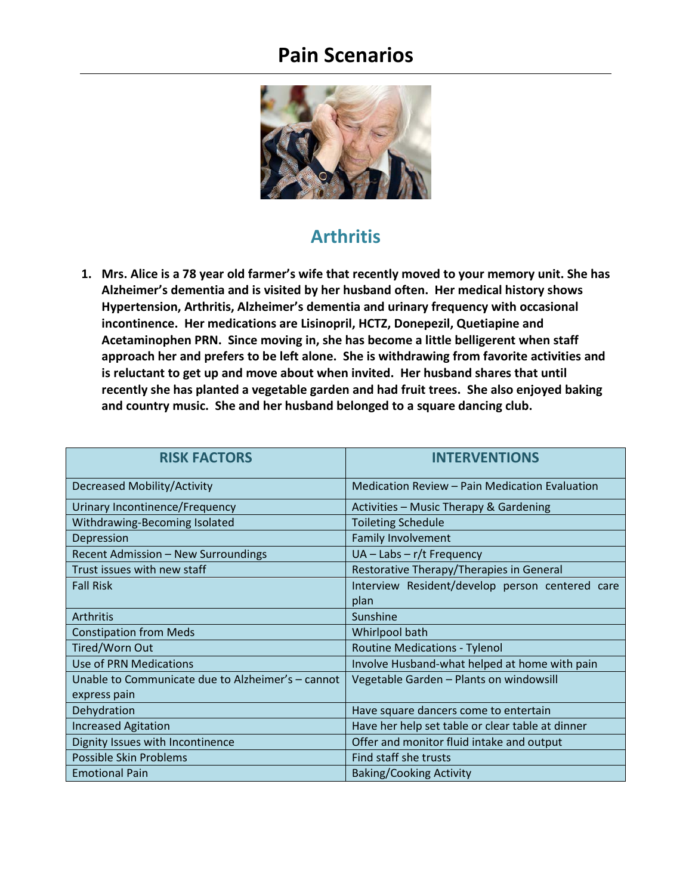# Pain Scenarios

## Arthritis

1. **Mrs. Alice is a 78 year old farmer's wife that recently moved to your memory unit. She has Alzheimer's dementia and is visited by her husband often. Her medical history shows Hypertension, Arthritis, Alzheimer's dementia and urinary frequency with occasional incontinence. Her medications are Lisinopril, HCTZ, Donepezil, Quetiapine and Acetaminophen PRN. Since moving in, she has become a little belligerent when staff approach her and prefers to be left alone. She is withdrawing from favorite activities and is reluctant to get up and move about when invited. Her husband shares that until recently she has planted a vegetable garden and had fruit trees. She also enjoyed baking and country music. She and her husband belonged to a square dancing club.**

| RISK FACTORS | INTERVENTIONS |
|---|---|
| Decreased Mobility/Activity | Medication Review – Pain Medication Evaluation |
| Urinary Incontinence/Frequency | Activities – Music Therapy & Gardening |
| Withdrawing-Becoming Isolated | Toileting Schedule |
| Depression | Family Involvement |
| Recent Admission – New Surroundings | UA – Labs – r/t Frequency |
| Trust issues with new staff | Restorative Therapy/Therapies in General |
| Fall Risk | Interview Resident/develop person centered care plan |
| Arthritis | Sunshine |
| Constipation from Meds | Whirlpool bath |
| Tired/Worn Out | Routine Medications - Tylenol |
| Use of PRN Medications | Involve Husband-what helped at home with pain |
| Unable to Communicate due to Alzheimer's – cannot express pain | Vegetable Garden – Plants on windowsill |
| Dehydration | Have square dancers come to entertain |
| Increased Agitation | Have her help set table or clear table at dinner |
| Dignity Issues with Incontinence | Offer and monitor fluid intake and output |
| Possible Skin Problems | Find staff she trusts |
| Emotional Pain | Baking/Cooking Activity |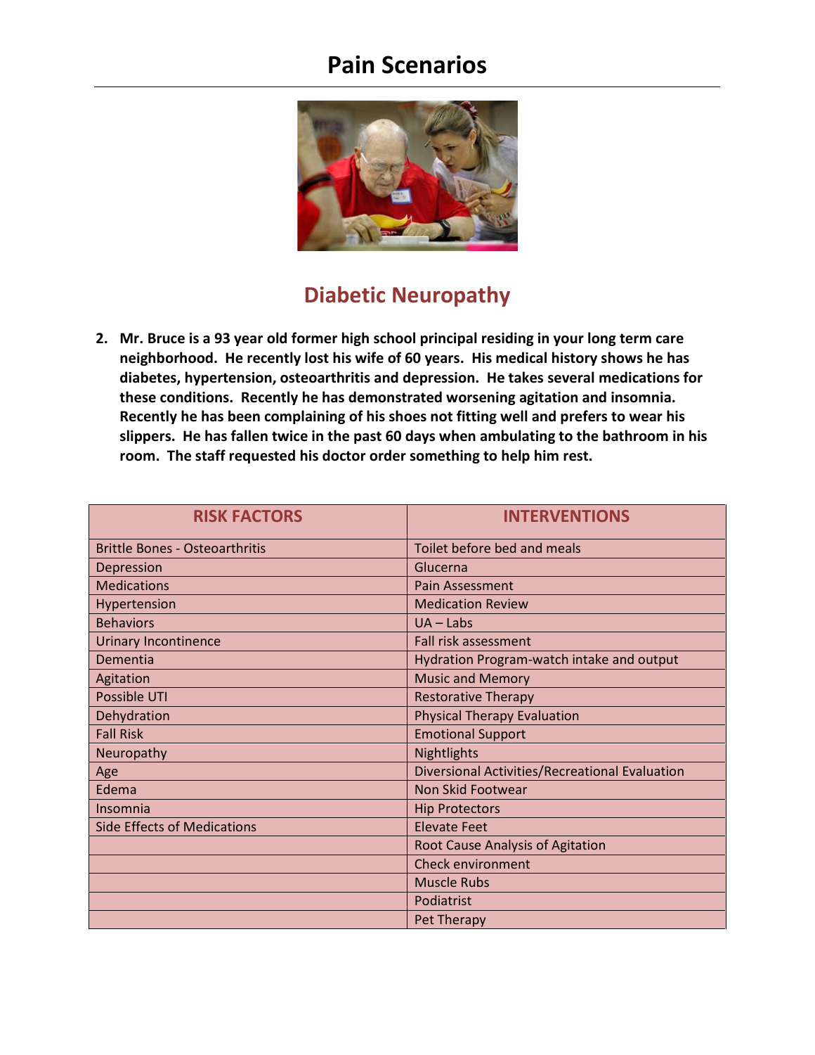# Pain Scenarios

## Diabetic Neuropathy

2. **Mr. Bruce is a 93 year old former high school principal residing in your long term care neighborhood. He recently lost his wife of 60 years. His medical history shows he has diabetes, hypertension, osteoarthritis and depression. He takes several medications for these conditions. Recently he has demonstrated worsening agitation and insomnia. Recently he has been complaining of his shoes not fitting well and prefers to wear his slippers. He has fallen twice in the past 60 days when ambulating to the bathroom in his room. The staff requested his doctor order something to help him rest.**

| RISK FACTORS | INTERVENTIONS |
|---|---|
| Brittle Bones - Osteoarthritis | Toilet before bed and meals |
| Depression | Glucerna |
| Medications | Pain Assessment |
| Hypertension | Medication Review |
| Behaviors | UA – Labs |
| Urinary Incontinence | Fall risk assessment |
| Dementia | Hydration Program-watch intake and output |
| Agitation | Music and Memory |
| Possible UTI | Restorative Therapy |
| Dehydration | Physical Therapy Evaluation |
| Fall Risk | Emotional Support |
| Neuropathy | Nightlights |
| Age | Diversional Activities/Recreational Evaluation |
| Edema | Non Skid Footwear |
| Insomnia | Hip Protectors |
| Side Effects of Medications | Elevate Feet |
| | Root Cause Analysis of Agitation |
| | Check environment |
| | Muscle Rubs |
| | Podiatrist |
| | Pet Therapy |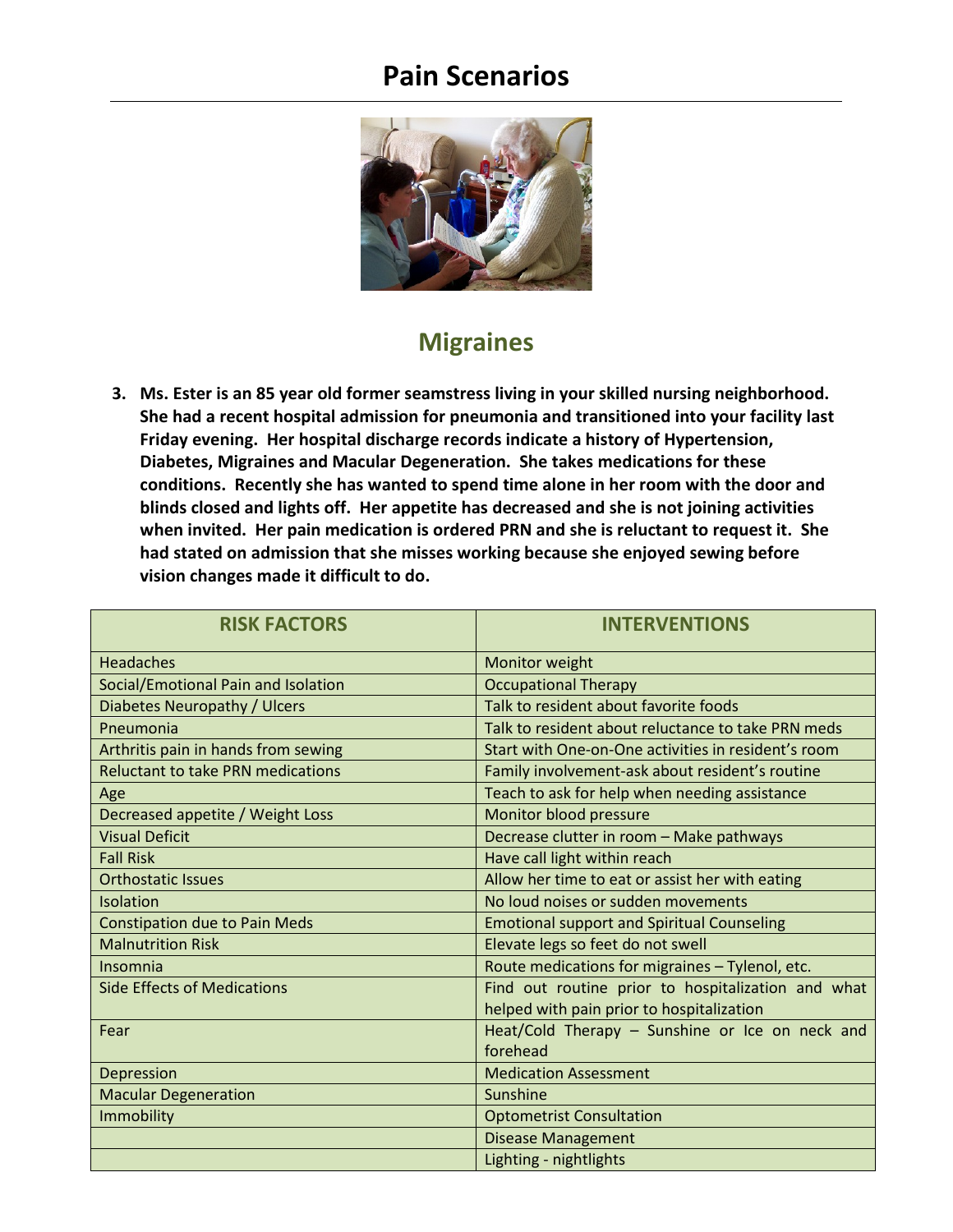# Pain Scenarios

## Migraines

3. **Ms. Ester is an 85 year old former seamstress living in your skilled nursing neighborhood. She had a recent hospital admission for pneumonia and transitioned into your facility last Friday evening. Her hospital discharge records indicate a history of Hypertension, Diabetes, Migraines and Macular Degeneration. She takes medications for these conditions. Recently she has wanted to spend time alone in her room with the door and blinds closed and lights off. Her appetite has decreased and she is not joining activities when invited. Her pain medication is ordered PRN and she is reluctant to request it. She had stated on admission that she misses working because she enjoyed sewing before vision changes made it difficult to do.**

| RISK FACTORS | INTERVENTIONS |
|---|---|
| Headaches | Monitor weight |
| Social/Emotional Pain and Isolation | Occupational Therapy |
| Diabetes Neuropathy / Ulcers | Talk to resident about favorite foods |
| Pneumonia | Talk to resident about reluctance to take PRN meds |
| Arthritis pain in hands from sewing | Start with One-on-One activities in resident's room |
| Reluctant to take PRN medications | Family involvement-ask about resident's routine |
| Age | Teach to ask for help when needing assistance |
| Decreased appetite / Weight Loss | Monitor blood pressure |
| Visual Deficit | Decrease clutter in room – Make pathways |
| Fall Risk | Have call light within reach |
| Orthostatic Issues | Allow her time to eat or assist her with eating |
| Isolation | No loud noises or sudden movements |
| Constipation due to Pain Meds | Emotional support and Spiritual Counseling |
| Malnutrition Risk | Elevate legs so feet do not swell |
| Insomnia | Route medications for migraines – Tylenol, etc. |
| Side Effects of Medications | Find out routine prior to hospitalization and what helped with pain prior to hospitalization |
| Fear | Heat/Cold Therapy – Sunshine or Ice on neck and forehead |
| Depression | Medication Assessment |
| Macular Degeneration | Sunshine |
| Immobility | Optometrist Consultation |
| | Disease Management |
| | Lighting - nightlights |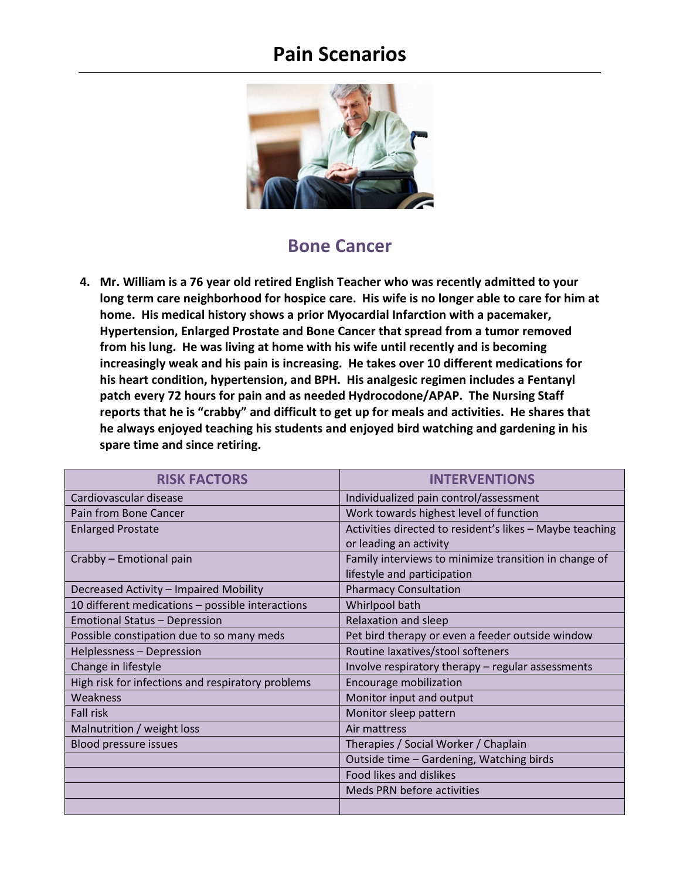# Pain Scenarios

## Bone Cancer

4. **Mr. William is a 76 year old retired English Teacher who was recently admitted to your long term care neighborhood for hospice care. His wife is no longer able to care for him at home. His medical history shows a prior Myocardial Infarction with a pacemaker, Hypertension, Enlarged Prostate and Bone Cancer that spread from a tumor removed from his lung. He was living at home with his wife until recently and is becoming increasingly weak and his pain is increasing. He takes over 10 different medications for his heart condition, hypertension, and BPH. His analgesic regimen includes a Fentanyl patch every 72 hours for pain and as needed Hydrocodone/APAP. The Nursing Staff reports that he is "crabby" and difficult to get up for meals and activities. He shares that he always enjoyed teaching his students and enjoyed bird watching and gardening in his spare time and since retiring.**

| RISK FACTORS | INTERVENTIONS |
| --- | --- |
| Cardiovascular disease | Individualized pain control/assessment |
| Pain from Bone Cancer | Work towards highest level of function |
| Enlarged Prostate | Activities directed to resident's likes – Maybe teaching or leading an activity |
| Crabby – Emotional pain | Family interviews to minimize transition in change of lifestyle and participation |
| Decreased Activity – Impaired Mobility | Pharmacy Consultation |
| 10 different medications – possible interactions | Whirlpool bath |
| Emotional Status – Depression | Relaxation and sleep |
| Possible constipation due to so many meds | Pet bird therapy or even a feeder outside window |
| Helplessness – Depression | Routine laxatives/stool softeners |
| Change in lifestyle | Involve respiratory therapy – regular assessments |
| High risk for infections and respiratory problems | Encourage mobilization |
| Weakness | Monitor input and output |
| Fall risk | Monitor sleep pattern |
| Malnutrition / weight loss | Air mattress |
| Blood pressure issues | Therapies / Social Worker / Chaplain |
| | Outside time – Gardening, Watching birds |
| | Food likes and dislikes |
| | Meds PRN before activities |
| | |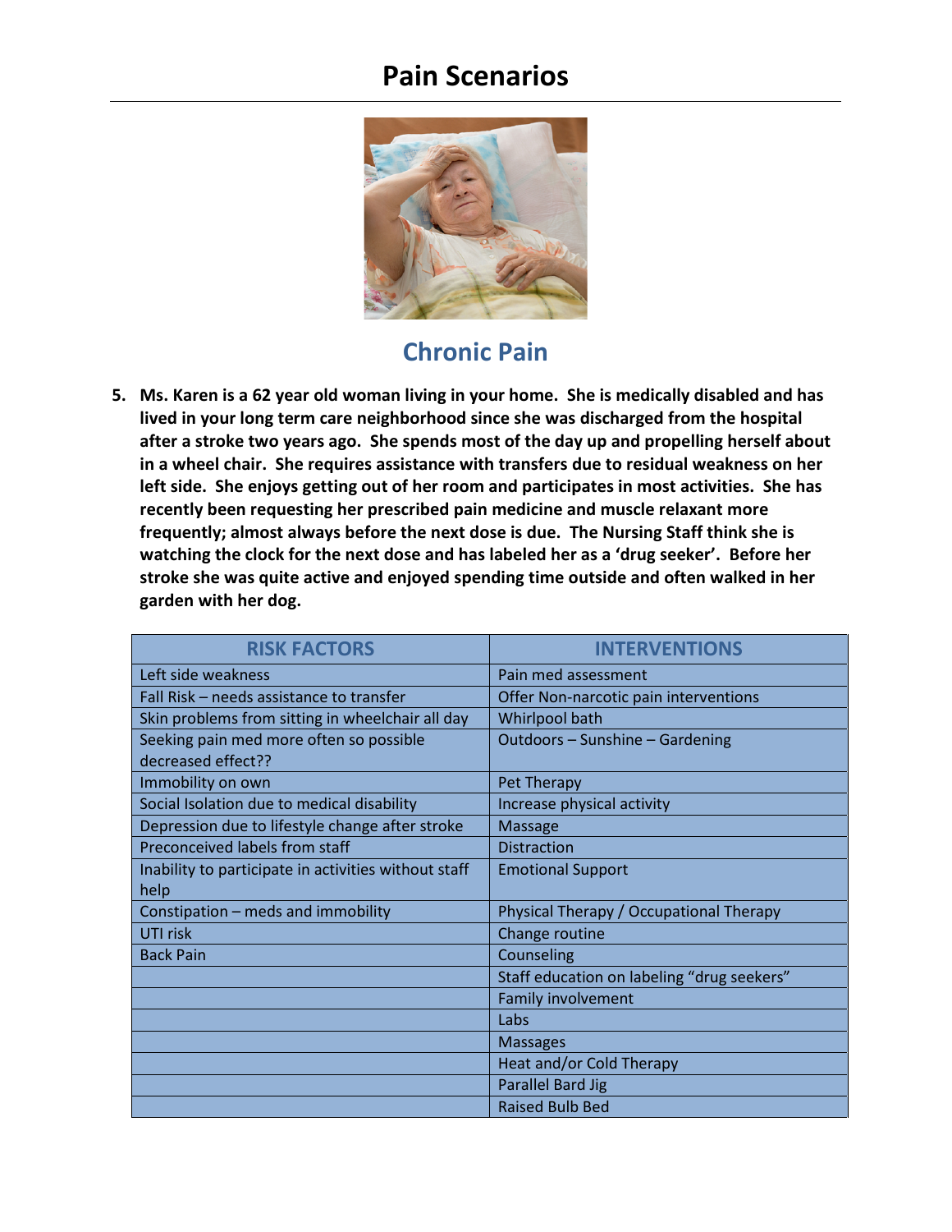# Pain Scenarios

## Chronic Pain

5. **Ms. Karen is a 62 year old woman living in your home. She is medically disabled and has lived in your long term care neighborhood since she was discharged from the hospital after a stroke two years ago. She spends most of the day up and propelling herself about in a wheel chair. She requires assistance with transfers due to residual weakness on her left side. She enjoys getting out of her room and participates in most activities. She has recently been requesting her prescribed pain medicine and muscle relaxant more frequently; almost always before the next dose is due. The Nursing Staff think she is watching the clock for the next dose and has labeled her as a 'drug seeker'. Before her stroke she was quite active and enjoyed spending time outside and often walked in her garden with her dog.**

| RISK FACTORS | INTERVENTIONS |
|---|---|
| Left side weakness | Pain med assessment |
| Fall Risk – needs assistance to transfer | Offer Non-narcotic pain interventions |
| Skin problems from sitting in wheelchair all day | Whirlpool bath |
| Seeking pain med more often so possible decreased effect?? | Outdoors – Sunshine – Gardening |
| Immobility on own | Pet Therapy |
| Social Isolation due to medical disability | Increase physical activity |
| Depression due to lifestyle change after stroke | Massage |
| Preconceived labels from staff | Distraction |
| Inability to participate in activities without staff help | Emotional Support |
| Constipation – meds and immobility | Physical Therapy / Occupational Therapy |
| UTI risk | Change routine |
| Back Pain | Counseling |
| | Staff education on labeling "drug seekers" |
| | Family involvement |
| | Labs |
| | Massages |
| | Heat and/or Cold Therapy |
| | Parallel Bard Jig |
| | Raised Bulb Bed |